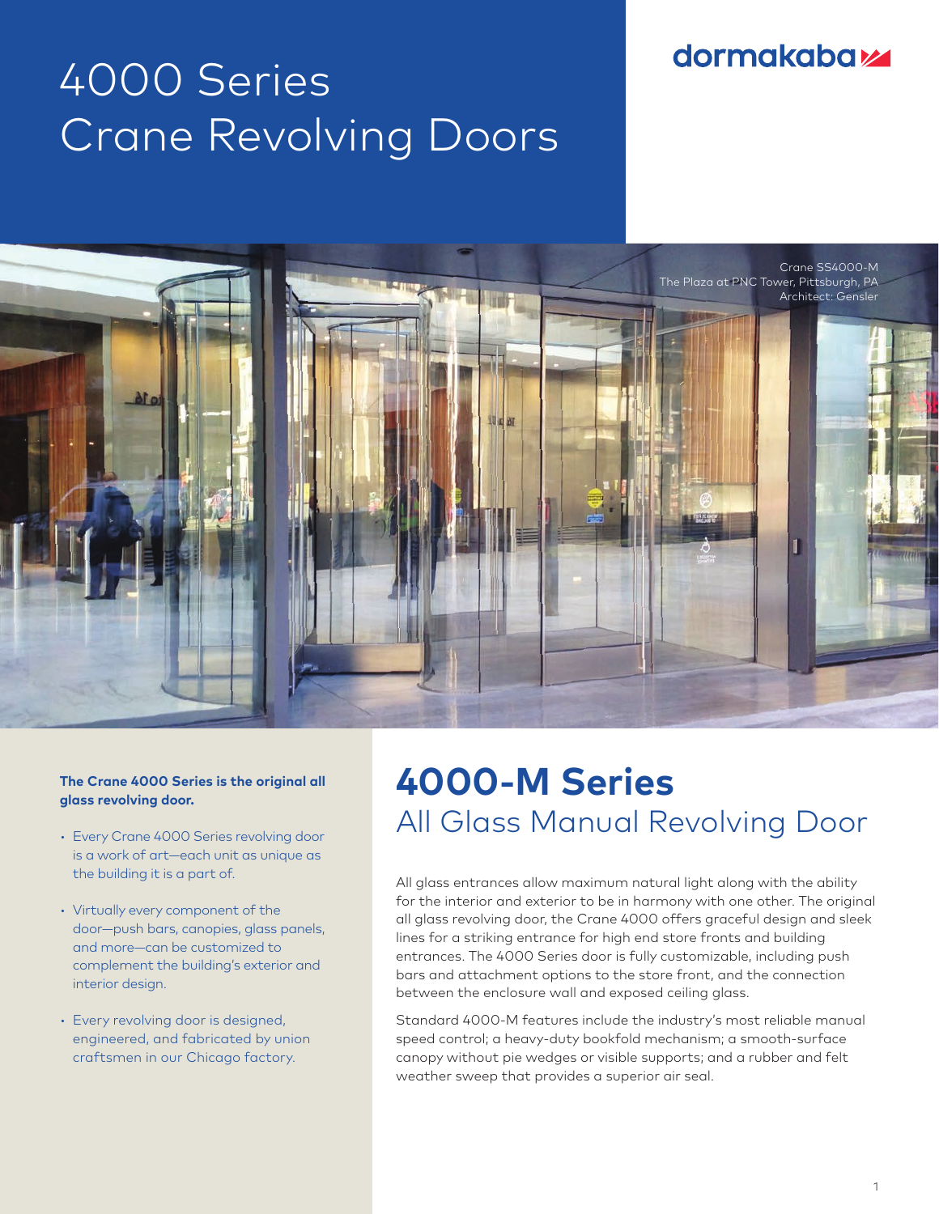dormakaba

# 4000 Series Crane Revolving Doors

Crane SS4000-M
The Plaza at PNC Tower, Pittsburgh, PA
Architect: Gensler

**The Crane 4000 Series is the original all glass revolving door.**

- Every Crane 4000 Series revolving door is a work of art—each unit as unique as the building it is a part of.
- Virtually every component of the door—push bars, canopies, glass panels, and more—can be customized to complement the building's exterior and interior design.
- Every revolving door is designed, engineered, and fabricated by union craftsmen in our Chicago factory.

## 4000-M Series
### All Glass Manual Revolving Door

All glass entrances allow maximum natural light along with the ability for the interior and exterior to be in harmony with one other. The original all glass revolving door, the Crane 4000 offers graceful design and sleek lines for a striking entrance for high end store fronts and building entrances. The 4000 Series door is fully customizable, including push bars and attachment options to the store front, and the connection between the enclosure wall and exposed ceiling glass.

Standard 4000-M features include the industry's most reliable manual speed control; a heavy-duty bookfold mechanism; a smooth-surface canopy without pie wedges or visible supports; and a rubber and felt weather sweep that provides a superior air seal.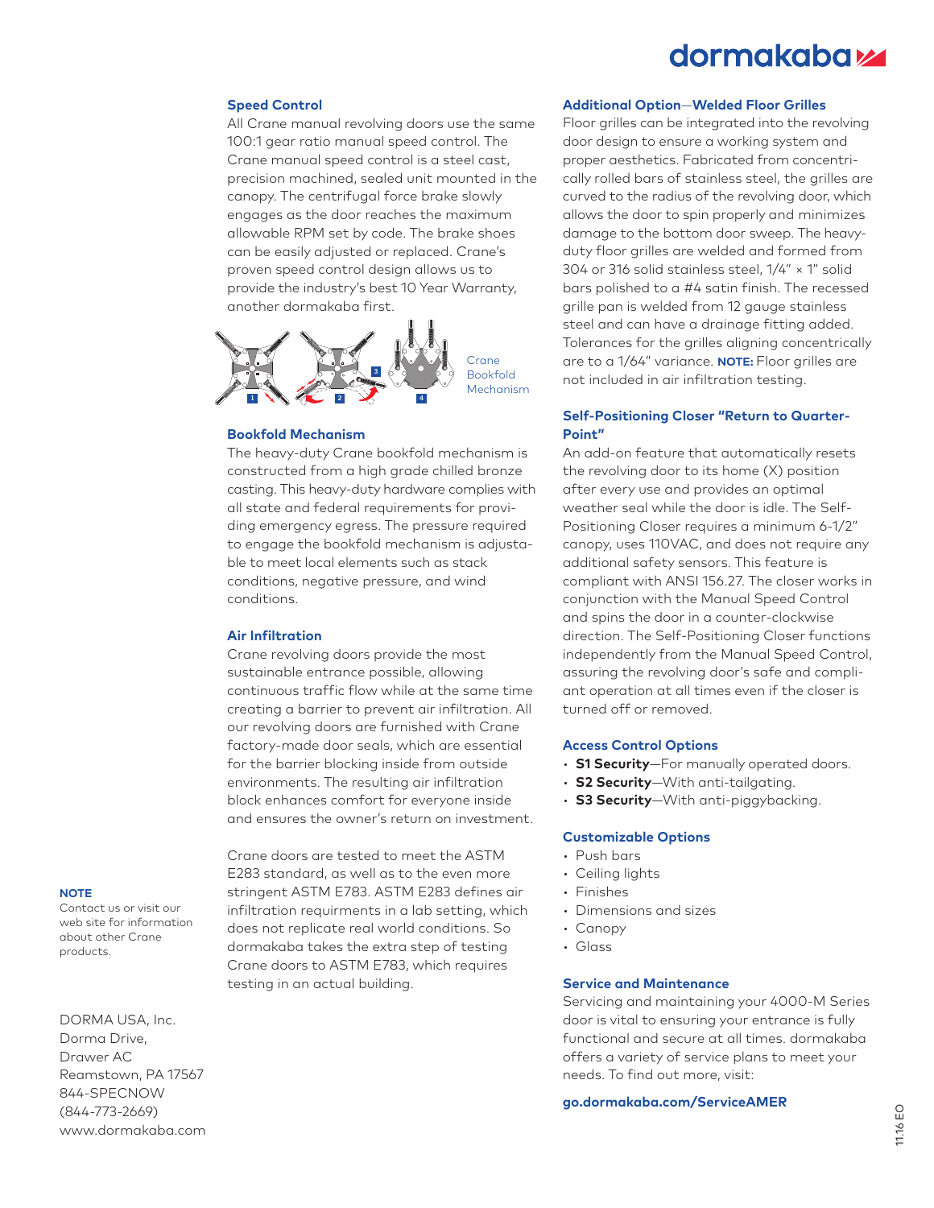## Speed Control

All Crane manual revolving doors use the same 100:1 gear ratio manual speed control. The Crane manual speed control is a steel cast, precision machined, sealed unit mounted in the canopy. The centrifugal force brake slowly engages as the door reaches the maximum allowable RPM set by code. The brake shoes can be easily adjusted or replaced. Crane's proven speed control design allows us to provide the industry's best 10 Year Warranty, another dormakaba first.

1
2
3
4

Crane Bookfold Mechanism

## Bookfold Mechanism

The heavy-duty Crane bookfold mechanism is constructed from a high grade chilled bronze casting. This heavy-duty hardware complies with all state and federal requirements for providing emergency egress. The pressure required to engage the bookfold mechanism is adjustable to meet local elements such as stack conditions, negative pressure, and wind conditions.

## Air Infiltration

Crane revolving doors provide the most sustainable entrance possible, allowing continuous traffic flow while at the same time creating a barrier to prevent air infiltration. All our revolving doors are furnished with Crane factory-made door seals, which are essential for the barrier blocking inside from outside environments. The resulting air infiltration block enhances comfort for everyone inside and ensures the owner's return on investment.

Crane doors are tested to meet the ASTM E283 standard, as well as to the even more stringent ASTM E783. ASTM E283 defines air infiltration requirments in a lab setting, which does not replicate real world conditions. So dormakaba takes the extra step of testing Crane doors to ASTM E783, which requires testing in an actual building.

## Additional Option—Welded Floor Grilles

Floor grilles can be integrated into the revolving door design to ensure a working system and proper aesthetics. Fabricated from concentrically rolled bars of stainless steel, the grilles are curved to the radius of the revolving door, which allows the door to spin properly and minimizes damage to the bottom door sweep. The heavy-duty floor grilles are welded and formed from 304 or 316 solid stainless steel, 1/4" × 1" solid bars polished to a #4 satin finish. The recessed grille pan is welded from 12 gauge stainless steel and can have a drainage fitting added. Tolerances for the grilles aligning concentrically are to a 1/64" variance. **NOTE:** Floor grilles are not included in air infiltration testing.

## Self-Positioning Closer "Return to Quarter-Point"

An add-on feature that automatically resets the revolving door to its home (X) position after every use and provides an optimal weather seal while the door is idle. The Self-Positioning Closer requires a minimum 6-1/2" canopy, uses 110VAC, and does not require any additional safety sensors. This feature is compliant with ANSI 156.27. The closer works in conjunction with the Manual Speed Control and spins the door in a counter-clockwise direction. The Self-Positioning Closer functions independently from the Manual Speed Control, assuring the revolving door's safe and compliant operation at all times even if the closer is turned off or removed.

## Access Control Options

- **S1 Security**—For manually operated doors.
- **S2 Security**—With anti-tailgating.
- **S3 Security**—With anti-piggybacking.

## Customizable Options

- Push bars
- Ceiling lights
- Finishes
- Dimensions and sizes
- Canopy
- Glass

## Service and Maintenance

Servicing and maintaining your 4000-M Series door is vital to ensuring your entrance is fully functional and secure at all times. dormakaba offers a variety of service plans to meet your needs. To find out more, visit:

**go.dormakaba.com/ServiceAMER**

**NOTE**

Contact us or visit our web site for information about other Crane products.

DORMA USA, Inc.
Dorma Drive,
Drawer AC
Reamstown, PA 17567
844-SPECNOW
(844-773-2669)
www.dormakaba.com

11.16 EO